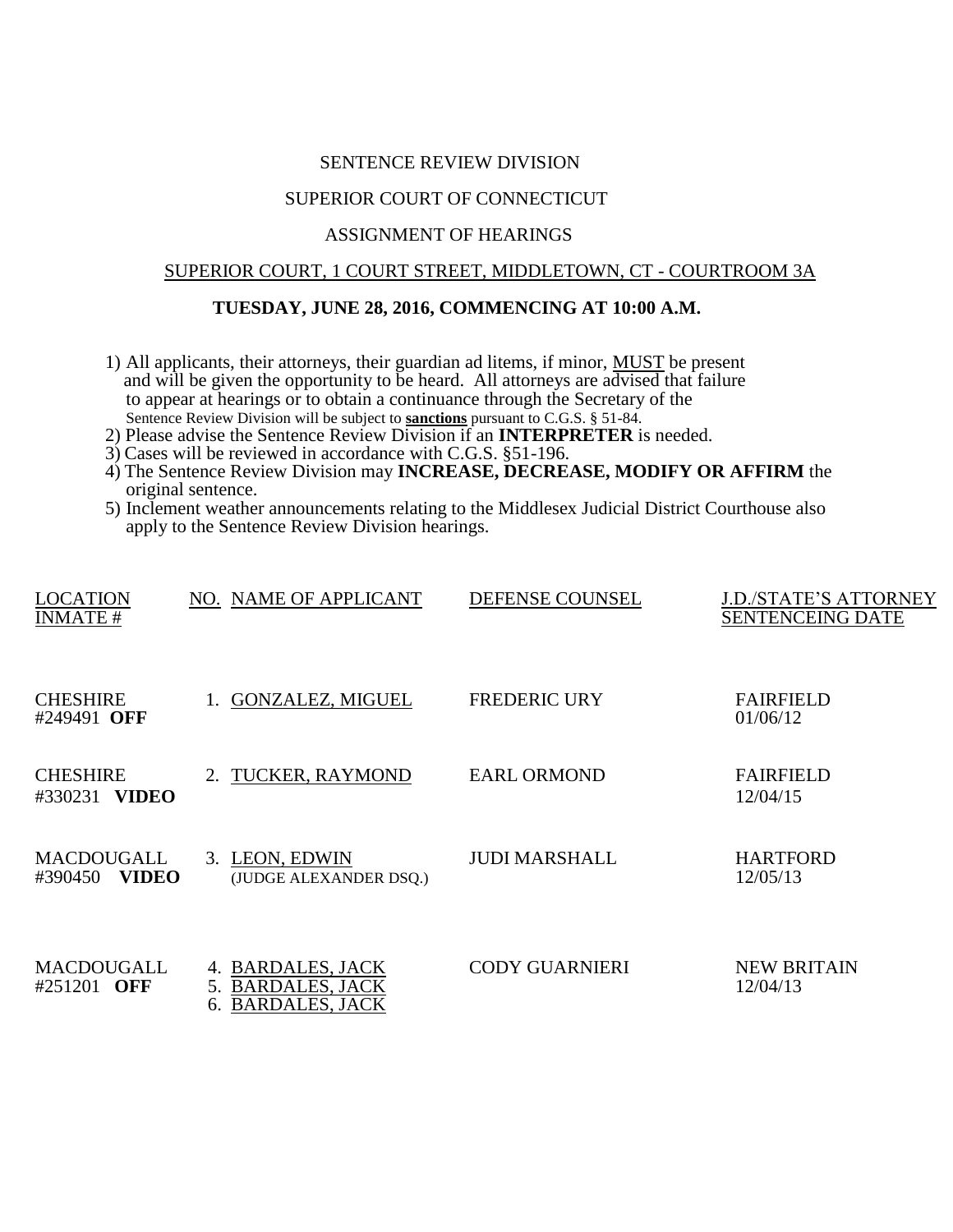SENTENCE REVIEW DIVISION

SUPERIOR COURT OF CONNECTICUT

ASSIGNMENT OF HEARINGS

SUPERIOR COURT, 1 COURT STREET, MIDDLETOWN, CT - COURTROOM 3A

**TUESDAY, JUNE 28, 2016, COMMENCING AT 10:00 A.M.**

1) All applicants, their attorneys, their guardian ad litems, if minor, MUST be present and will be given the opportunity to be heard. All attorneys are advised that failure to appear at hearings or to obtain a continuance through the Secretary of the Sentence Review Division will be subject to **sanctions** pursuant to C.G.S. § 51-84.
2) Please advise the Sentence Review Division if an **INTERPRETER** is needed.
3) Cases will be reviewed in accordance with C.G.S. §51-196.
4) The Sentence Review Division may **INCREASE, DECREASE, MODIFY OR AFFIRM** the original sentence.
5) Inclement weather announcements relating to the Middlesex Judicial District Courthouse also apply to the Sentence Review Division hearings.

| LOCATION INMATE # | NO. NAME OF APPLICANT | DEFENSE COUNSEL | J.D./STATE'S ATTORNEY SENTENCEING DATE |
|---|---|---|---|
| CHESHIRE #249491 **OFF** | 1. GONZALEZ, MIGUEL | FREDERIC URY | FAIRFIELD 01/06/12 |
| CHESHIRE #330231 **VIDEO** | 2. TUCKER, RAYMOND | EARL ORMOND | FAIRFIELD 12/04/15 |
| MACDOUGALL #390450 **VIDEO** | 3. LEON, EDWIN (JUDGE ALEXANDER DSQ.) | JUDI MARSHALL | HARTFORD 12/05/13 |
| MACDOUGALL #251201 **OFF** | 4. BARDALES, JACK<br>5. BARDALES, JACK<br>6. BARDALES, JACK | CODY GUARNIERI | NEW BRITAIN 12/04/13 |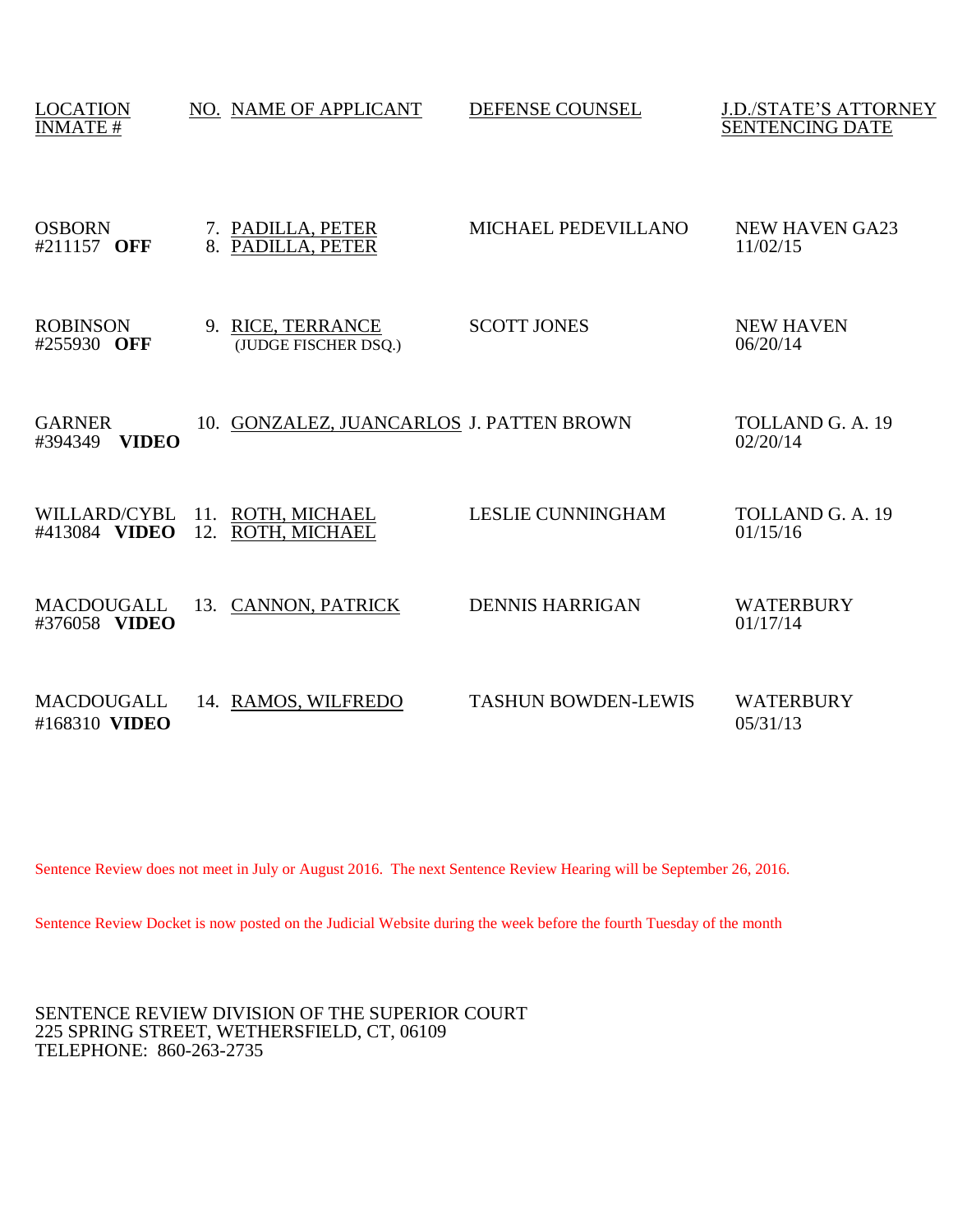| LOCATION<br>INMATE # | NO. | NAME OF APPLICANT | DEFENSE COUNSEL | J.D./STATE'S ATTORNEY<br>SENTENCING DATE |
|---|---|---|---|---|
| OSBORN<br>#211157 **OFF** | 7.<br>8. | PADILLA, PETER<br>PADILLA, PETER | MICHAEL PEDEVILLANO | NEW HAVEN GA23<br>11/02/15 |
| ROBINSON<br>#255930 **OFF** | 9. | RICE, TERRANCE<br>(JUDGE FISCHER DSQ.) | SCOTT JONES | NEW HAVEN<br>06/20/14 |
| GARNER<br>#394349 **VIDEO** | 10. | GONZALEZ, JUANCARLOS | J. PATTEN BROWN | TOLLAND G. A. 19<br>02/20/14 |
| WILLARD/CYBL<br>#413084 **VIDEO** | 11.<br>12. | ROTH, MICHAEL<br>ROTH, MICHAEL | LESLIE CUNNINGHAM | TOLLAND G. A. 19<br>01/15/16 |
| MACDOUGALL<br>#376058 **VIDEO** | 13. | CANNON, PATRICK | DENNIS HARRIGAN | WATERBURY<br>01/17/14 |
| MACDOUGALL<br>#168310 **VIDEO** | 14. | RAMOS, WILFREDO | TASHUN BOWDEN-LEWIS | WATERBURY<br>05/31/13 |

Sentence Review does not meet in July or August 2016. The next Sentence Review Hearing will be September 26, 2016.

Sentence Review Docket is now posted on the Judicial Website during the week before the fourth Tuesday of the month

SENTENCE REVIEW DIVISION OF THE SUPERIOR COURT
225 SPRING STREET, WETHERSFIELD, CT, 06109
TELEPHONE: 860-263-2735